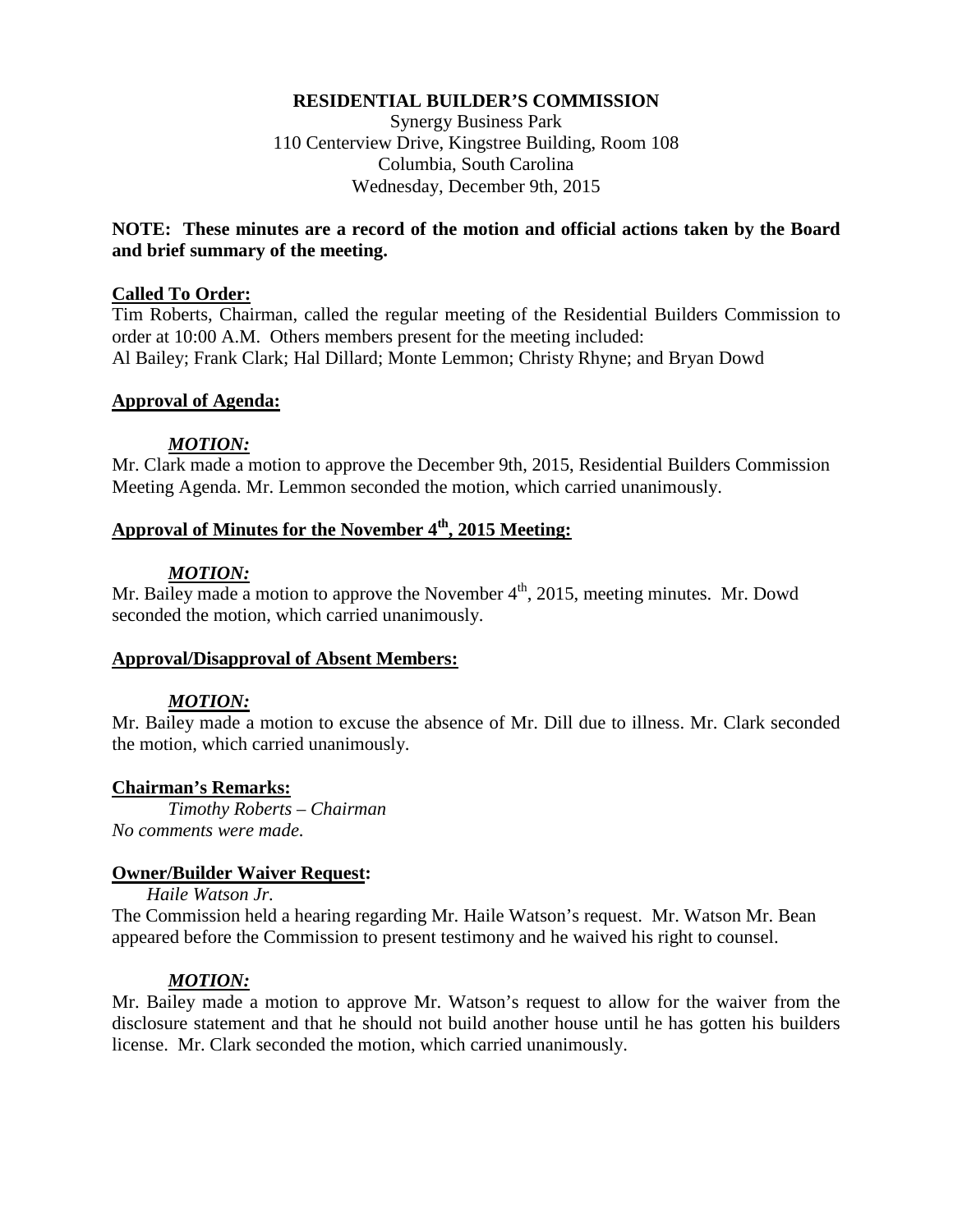**RESIDENTIAL BUILDER'S COMMISSION**

Synergy Business Park
110 Centerview Drive, Kingstree Building, Room 108
Columbia, South Carolina
Wednesday, December 9th, 2015

**NOTE: These minutes are a record of the motion and official actions taken by the Board and brief summary of the meeting.**

**Called To Order:**

Tim Roberts, Chairman, called the regular meeting of the Residential Builders Commission to order at 10:00 A.M. Others members present for the meeting included:
Al Bailey; Frank Clark; Hal Dillard; Monte Lemmon; Christy Rhyne; and Bryan Dowd

**Approval of Agenda:**

***MOTION:***

Mr. Clark made a motion to approve the December 9th, 2015, Residential Builders Commission Meeting Agenda. Mr. Lemmon seconded the motion, which carried unanimously.

**Approval of Minutes for the November 4th, 2015 Meeting:**

***MOTION:***

Mr. Bailey made a motion to approve the November 4th, 2015, meeting minutes. Mr. Dowd seconded the motion, which carried unanimously.

**Approval/Disapproval of Absent Members:**

***MOTION:***

Mr. Bailey made a motion to excuse the absence of Mr. Dill due to illness. Mr. Clark seconded the motion, which carried unanimously.

**Chairman's Remarks:**

*Timothy Roberts – Chairman*
*No comments were made.*

**Owner/Builder Waiver Request:**

*Haile Watson Jr.*

The Commission held a hearing regarding Mr. Haile Watson's request. Mr. Watson Mr. Bean appeared before the Commission to present testimony and he waived his right to counsel.

***MOTION:***

Mr. Bailey made a motion to approve Mr. Watson's request to allow for the waiver from the disclosure statement and that he should not build another house until he has gotten his builders license. Mr. Clark seconded the motion, which carried unanimously.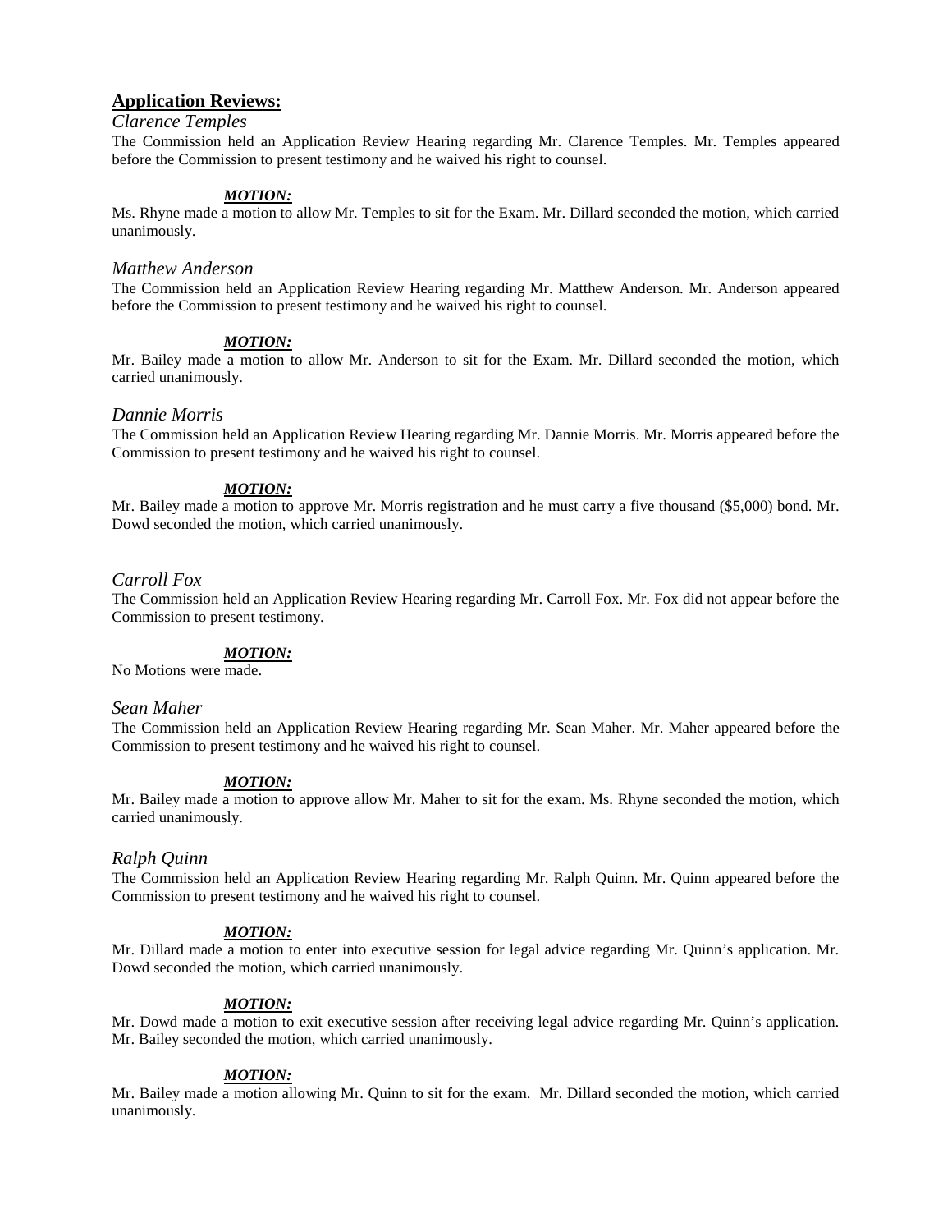## Application Reviews:

*Clarence Temples*

The Commission held an Application Review Hearing regarding Mr. Clarence Temples. Mr. Temples appeared before the Commission to present testimony and he waived his right to counsel.

***MOTION:***

Ms. Rhyne made a motion to allow Mr. Temples to sit for the Exam. Mr. Dillard seconded the motion, which carried unanimously.

*Matthew Anderson*

The Commission held an Application Review Hearing regarding Mr. Matthew Anderson. Mr. Anderson appeared before the Commission to present testimony and he waived his right to counsel.

***MOTION:***

Mr. Bailey made a motion to allow Mr. Anderson to sit for the Exam. Mr. Dillard seconded the motion, which carried unanimously.

*Dannie Morris*

The Commission held an Application Review Hearing regarding Mr. Dannie Morris. Mr. Morris appeared before the Commission to present testimony and he waived his right to counsel.

***MOTION:***

Mr. Bailey made a motion to approve Mr. Morris registration and he must carry a five thousand ($5,000) bond. Mr. Dowd seconded the motion, which carried unanimously.

*Carroll Fox*

The Commission held an Application Review Hearing regarding Mr. Carroll Fox. Mr. Fox did not appear before the Commission to present testimony.

***MOTION:***

No Motions were made.

*Sean Maher*

The Commission held an Application Review Hearing regarding Mr. Sean Maher. Mr. Maher appeared before the Commission to present testimony and he waived his right to counsel.

***MOTION:***

Mr. Bailey made a motion to approve allow Mr. Maher to sit for the exam. Ms. Rhyne seconded the motion, which carried unanimously.

*Ralph Quinn*

The Commission held an Application Review Hearing regarding Mr. Ralph Quinn. Mr. Quinn appeared before the Commission to present testimony and he waived his right to counsel.

***MOTION:***

Mr. Dillard made a motion to enter into executive session for legal advice regarding Mr. Quinn's application. Mr. Dowd seconded the motion, which carried unanimously.

***MOTION:***

Mr. Dowd made a motion to exit executive session after receiving legal advice regarding Mr. Quinn's application. Mr. Bailey seconded the motion, which carried unanimously.

***MOTION:***

Mr. Bailey made a motion allowing Mr. Quinn to sit for the exam. Mr. Dillard seconded the motion, which carried unanimously.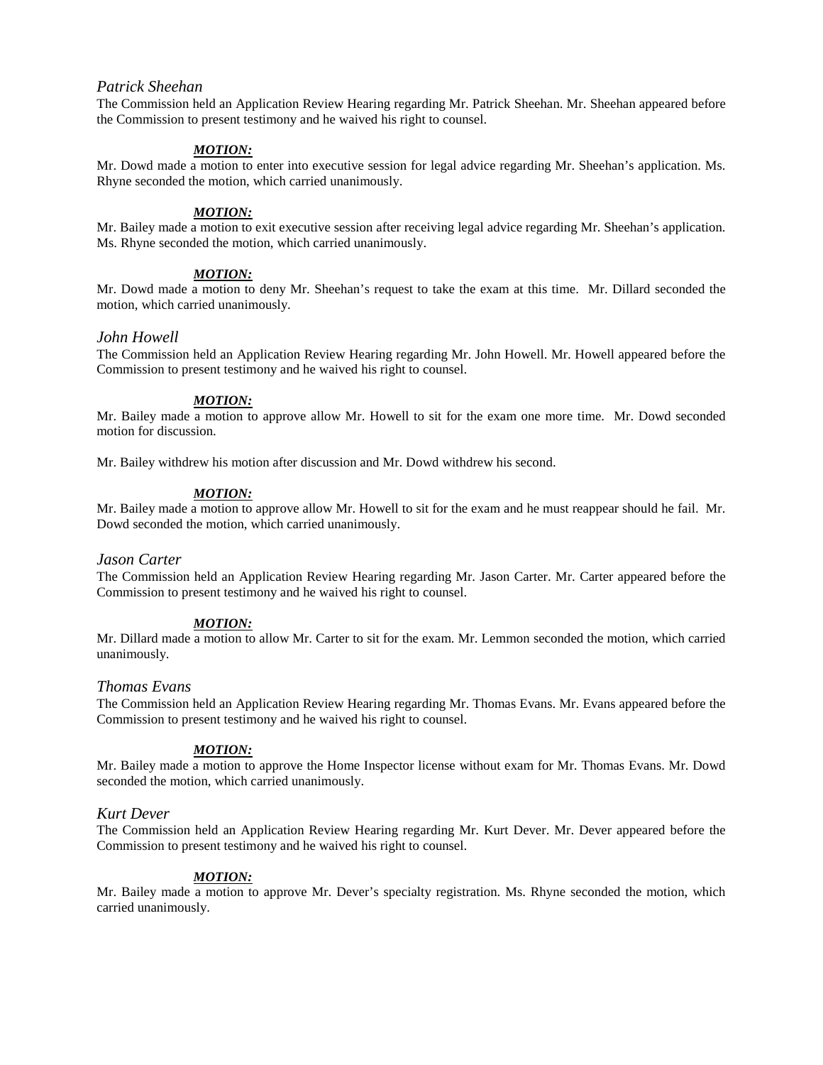### *Patrick Sheehan*

The Commission held an Application Review Hearing regarding Mr. Patrick Sheehan. Mr. Sheehan appeared before the Commission to present testimony and he waived his right to counsel.

***MOTION:***

Mr. Dowd made a motion to enter into executive session for legal advice regarding Mr. Sheehan's application. Ms. Rhyne seconded the motion, which carried unanimously.

***MOTION:***

Mr. Bailey made a motion to exit executive session after receiving legal advice regarding Mr. Sheehan's application. Ms. Rhyne seconded the motion, which carried unanimously.

***MOTION:***

Mr. Dowd made a motion to deny Mr. Sheehan's request to take the exam at this time. Mr. Dillard seconded the motion, which carried unanimously.

### *John Howell*

The Commission held an Application Review Hearing regarding Mr. John Howell. Mr. Howell appeared before the Commission to present testimony and he waived his right to counsel.

***MOTION:***

Mr. Bailey made a motion to approve allow Mr. Howell to sit for the exam one more time. Mr. Dowd seconded motion for discussion.

Mr. Bailey withdrew his motion after discussion and Mr. Dowd withdrew his second.

***MOTION:***

Mr. Bailey made a motion to approve allow Mr. Howell to sit for the exam and he must reappear should he fail. Mr. Dowd seconded the motion, which carried unanimously.

### *Jason Carter*

The Commission held an Application Review Hearing regarding Mr. Jason Carter. Mr. Carter appeared before the Commission to present testimony and he waived his right to counsel.

***MOTION:***

Mr. Dillard made a motion to allow Mr. Carter to sit for the exam. Mr. Lemmon seconded the motion, which carried unanimously.

### *Thomas Evans*

The Commission held an Application Review Hearing regarding Mr. Thomas Evans. Mr. Evans appeared before the Commission to present testimony and he waived his right to counsel.

***MOTION:***

Mr. Bailey made a motion to approve the Home Inspector license without exam for Mr. Thomas Evans. Mr. Dowd seconded the motion, which carried unanimously.

### *Kurt Dever*

The Commission held an Application Review Hearing regarding Mr. Kurt Dever. Mr. Dever appeared before the Commission to present testimony and he waived his right to counsel.

***MOTION:***

Mr. Bailey made a motion to approve Mr. Dever's specialty registration. Ms. Rhyne seconded the motion, which carried unanimously.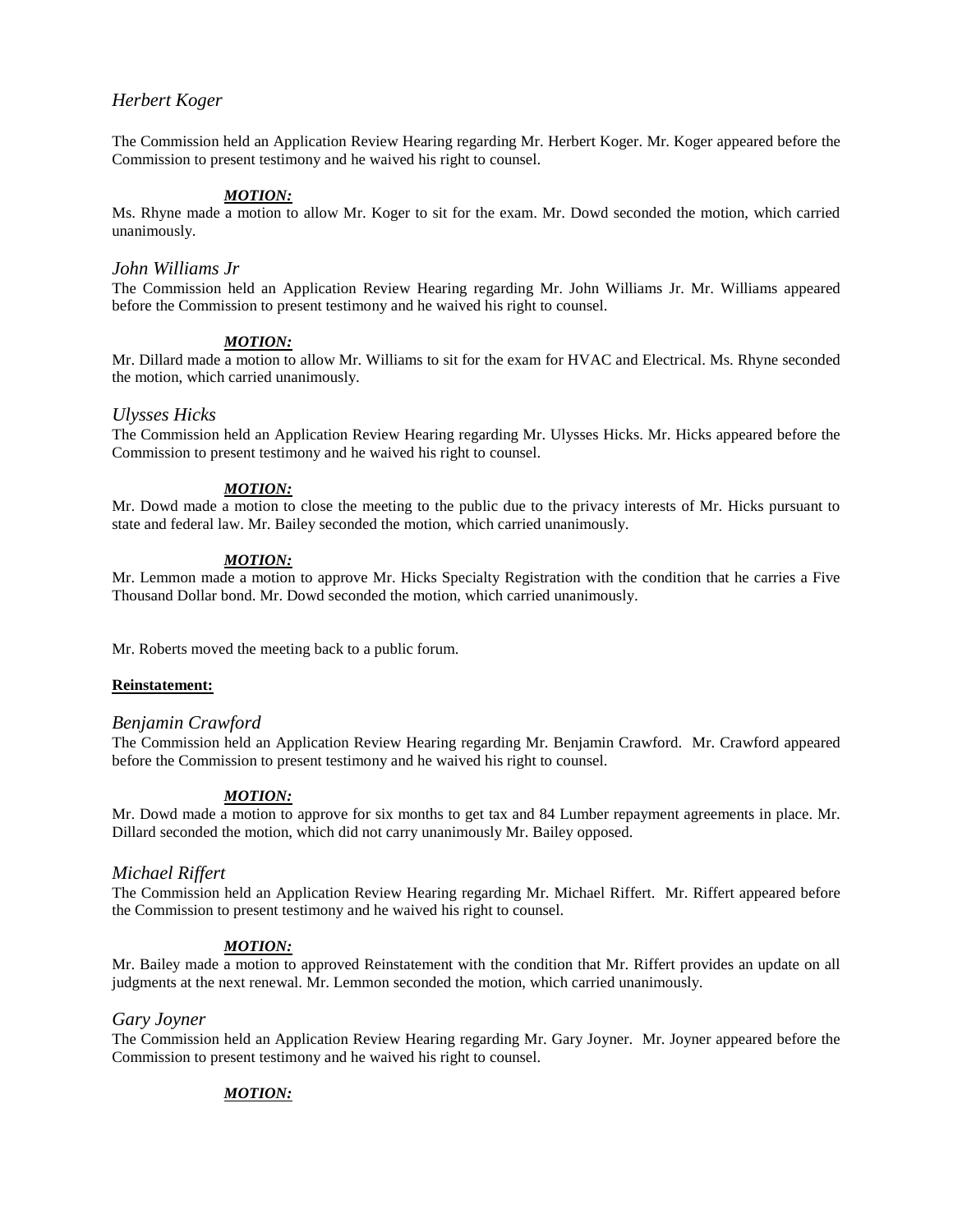### *Herbert Koger*

The Commission held an Application Review Hearing regarding Mr. Herbert Koger. Mr. Koger appeared before the Commission to present testimony and he waived his right to counsel.

***MOTION:***

Ms. Rhyne made a motion to allow Mr. Koger to sit for the exam. Mr. Dowd seconded the motion, which carried unanimously.

### *John Williams Jr*

The Commission held an Application Review Hearing regarding Mr. John Williams Jr. Mr. Williams appeared before the Commission to present testimony and he waived his right to counsel.

***MOTION:***

Mr. Dillard made a motion to allow Mr. Williams to sit for the exam for HVAC and Electrical. Ms. Rhyne seconded the motion, which carried unanimously.

### *Ulysses Hicks*

The Commission held an Application Review Hearing regarding Mr. Ulysses Hicks. Mr. Hicks appeared before the Commission to present testimony and he waived his right to counsel.

***MOTION:***

Mr. Dowd made a motion to close the meeting to the public due to the privacy interests of Mr. Hicks pursuant to state and federal law. Mr. Bailey seconded the motion, which carried unanimously.

***MOTION:***

Mr. Lemmon made a motion to approve Mr. Hicks Specialty Registration with the condition that he carries a Five Thousand Dollar bond. Mr. Dowd seconded the motion, which carried unanimously.

Mr. Roberts moved the meeting back to a public forum.

**Reinstatement:**

### *Benjamin Crawford*

The Commission held an Application Review Hearing regarding Mr. Benjamin Crawford. Mr. Crawford appeared before the Commission to present testimony and he waived his right to counsel.

***MOTION:***

Mr. Dowd made a motion to approve for six months to get tax and 84 Lumber repayment agreements in place. Mr. Dillard seconded the motion, which did not carry unanimously Mr. Bailey opposed.

### *Michael Riffert*

The Commission held an Application Review Hearing regarding Mr. Michael Riffert. Mr. Riffert appeared before the Commission to present testimony and he waived his right to counsel.

***MOTION:***

Mr. Bailey made a motion to approved Reinstatement with the condition that Mr. Riffert provides an update on all judgments at the next renewal. Mr. Lemmon seconded the motion, which carried unanimously.

### *Gary Joyner*

The Commission held an Application Review Hearing regarding Mr. Gary Joyner. Mr. Joyner appeared before the Commission to present testimony and he waived his right to counsel.

***MOTION:***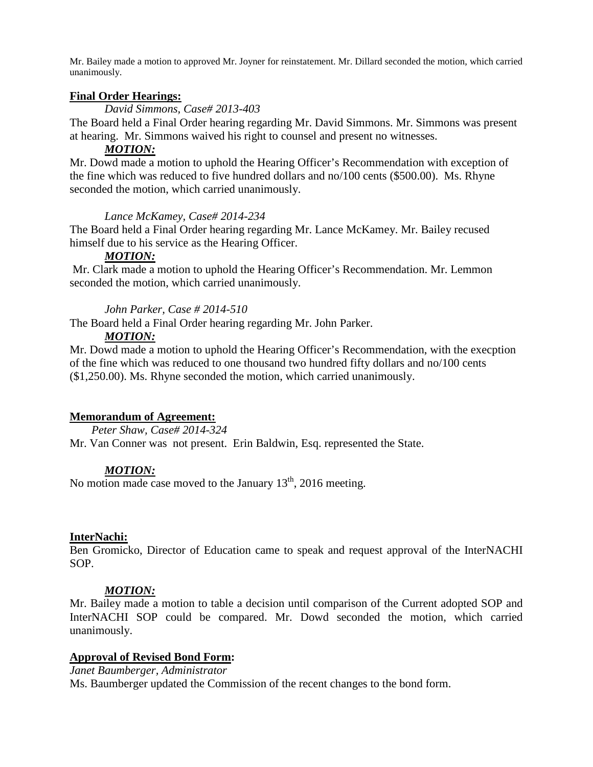Mr. Bailey made a motion to approved Mr. Joyner for reinstatement. Mr. Dillard seconded the motion, which carried unanimously.

**Final Order Hearings:**

*David Simmons, Case# 2013-403*

The Board held a Final Order hearing regarding Mr. David Simmons. Mr. Simmons was present at hearing. Mr. Simmons waived his right to counsel and present no witnesses.

***MOTION:***

Mr. Dowd made a motion to uphold the Hearing Officer's Recommendation with exception of the fine which was reduced to five hundred dollars and no/100 cents ($500.00). Ms. Rhyne seconded the motion, which carried unanimously.

*Lance McKamey, Case# 2014-234*

The Board held a Final Order hearing regarding Mr. Lance McKamey. Mr. Bailey recused himself due to his service as the Hearing Officer.

***MOTION:***

Mr. Clark made a motion to uphold the Hearing Officer's Recommendation. Mr. Lemmon seconded the motion, which carried unanimously.

*John Parker, Case # 2014-510*

The Board held a Final Order hearing regarding Mr. John Parker.

***MOTION:***

Mr. Dowd made a motion to uphold the Hearing Officer's Recommendation, with the execption of the fine which was reduced to one thousand two hundred fifty dollars and no/100 cents ($1,250.00). Ms. Rhyne seconded the motion, which carried unanimously.

**Memorandum of Agreement:**

*Peter Shaw, Case# 2014-324*

Mr. Van Conner was not present. Erin Baldwin, Esq. represented the State.

***MOTION:***

No motion made case moved to the January 13th, 2016 meeting.

**InterNachi:**

Ben Gromicko, Director of Education came to speak and request approval of the InterNACHI SOP.

***MOTION:***

Mr. Bailey made a motion to table a decision until comparison of the Current adopted SOP and InterNACHI SOP could be compared. Mr. Dowd seconded the motion, which carried unanimously.

**Approval of Revised Bond Form:**

*Janet Baumberger, Administrator*

Ms. Baumberger updated the Commission of the recent changes to the bond form.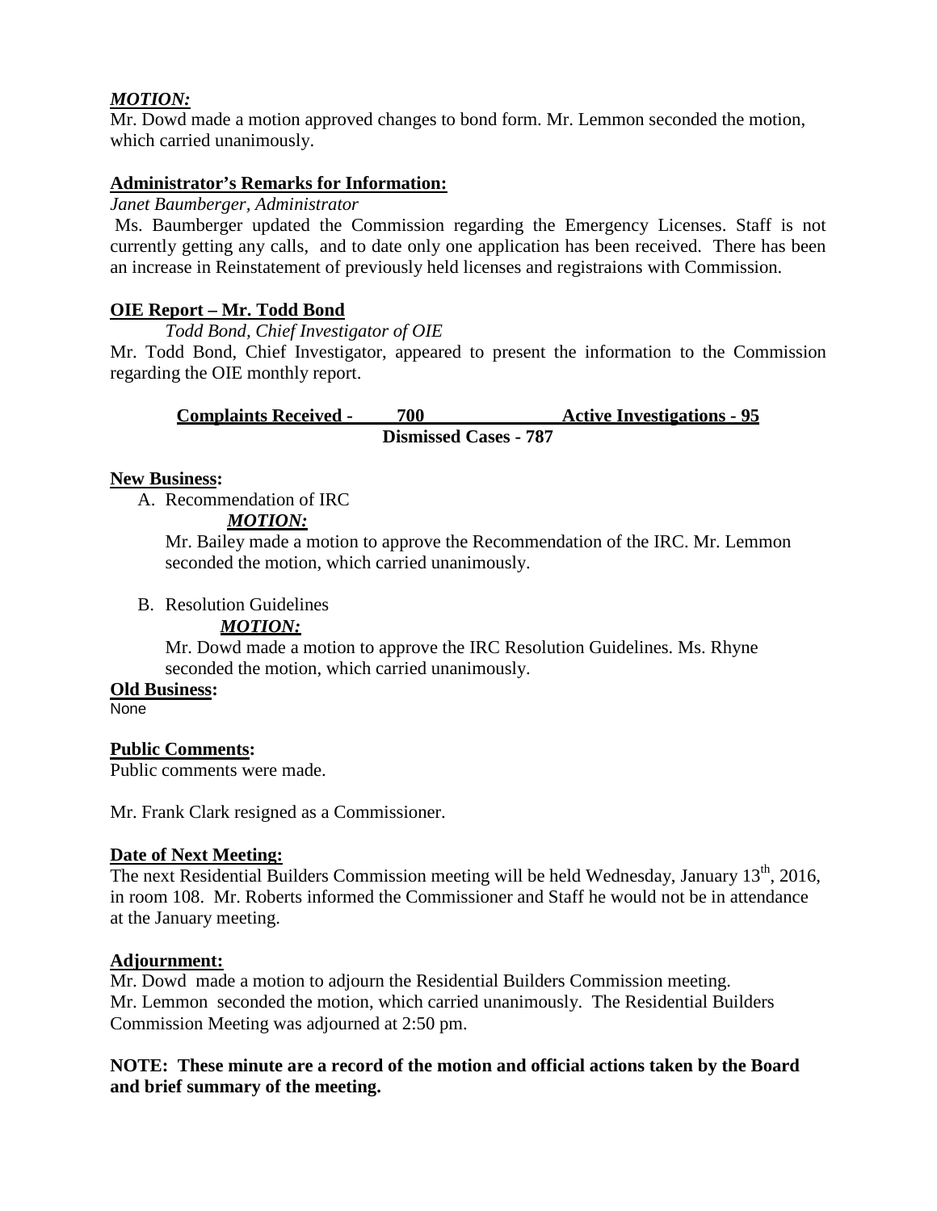***MOTION:***

Mr. Dowd made a motion approved changes to bond form. Mr. Lemmon seconded the motion, which carried unanimously.

**Administrator's Remarks for Information:**

*Janet Baumberger, Administrator*

Ms. Baumberger updated the Commission regarding the Emergency Licenses. Staff is not currently getting any calls, and to date only one application has been received. There has been an increase in Reinstatement of previously held licenses and registraions with Commission.

**OIE Report – Mr. Todd Bond**

*Todd Bond, Chief Investigator of OIE*

Mr. Todd Bond, Chief Investigator, appeared to present the information to the Commission regarding the OIE monthly report.

**Complaints Received - 700** **Active Investigations - 95**

**Dismissed Cases - 787**

**New Business:**

A. Recommendation of IRC

***MOTION:***

Mr. Bailey made a motion to approve the Recommendation of the IRC. Mr. Lemmon seconded the motion, which carried unanimously.

B. Resolution Guidelines

***MOTION:***

Mr. Dowd made a motion to approve the IRC Resolution Guidelines. Ms. Rhyne seconded the motion, which carried unanimously.

**Old Business:**

None

**Public Comments:**

Public comments were made.

Mr. Frank Clark resigned as a Commissioner.

**Date of Next Meeting:**

The next Residential Builders Commission meeting will be held Wednesday, January 13th, 2016, in room 108. Mr. Roberts informed the Commissioner and Staff he would not be in attendance at the January meeting.

**Adjournment:**

Mr. Dowd made a motion to adjourn the Residential Builders Commission meeting. Mr. Lemmon seconded the motion, which carried unanimously. The Residential Builders Commission Meeting was adjourned at 2:50 pm.

**NOTE: These minute are a record of the motion and official actions taken by the Board and brief summary of the meeting.**